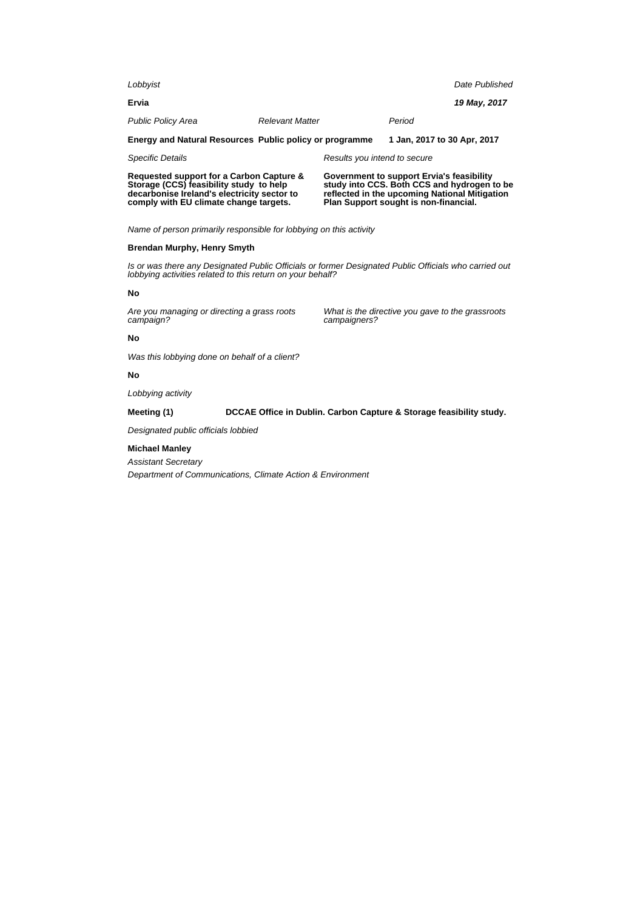*Lobbyist*

**Ervia**

*Date Published*

***19 May, 2017***

| *Public Policy Area* | *Relevant Matter* | *Period* |
| --- | --- | --- |
| **Energy and Natural Resources** | **Public policy or programme** | **1 Jan, 2017 to 30 Apr, 2017** |

*Specific Details*

**Requested support for a Carbon Capture & Storage (CCS) feasibility study to help decarbonise Ireland's electricity sector to comply with EU climate change targets.**

*Results you intend to secure*

**Government to support Ervia's feasibility study into CCS. Both CCS and hydrogen to be reflected in the upcoming National Mitigation Plan Support sought is non-financial.**

*Name of person primarily responsible for lobbying on this activity*

**Brendan Murphy, Henry Smyth**

*Is or was there any Designated Public Officials or former Designated Public Officials who carried out lobbying activities related to this return on your behalf?*

**No**

*Are you managing or directing a grass roots campaign?*

**No**

*What is the directive you gave to the grassroots campaigners?*

*Was this lobbying done on behalf of a client?*

**No**

*Lobbying activity*

**Meeting (1)** **DCCAE Office in Dublin. Carbon Capture & Storage feasibility study.**

*Designated public officials lobbied*

**Michael Manley**

*Assistant Secretary*

*Department of Communications, Climate Action & Environment*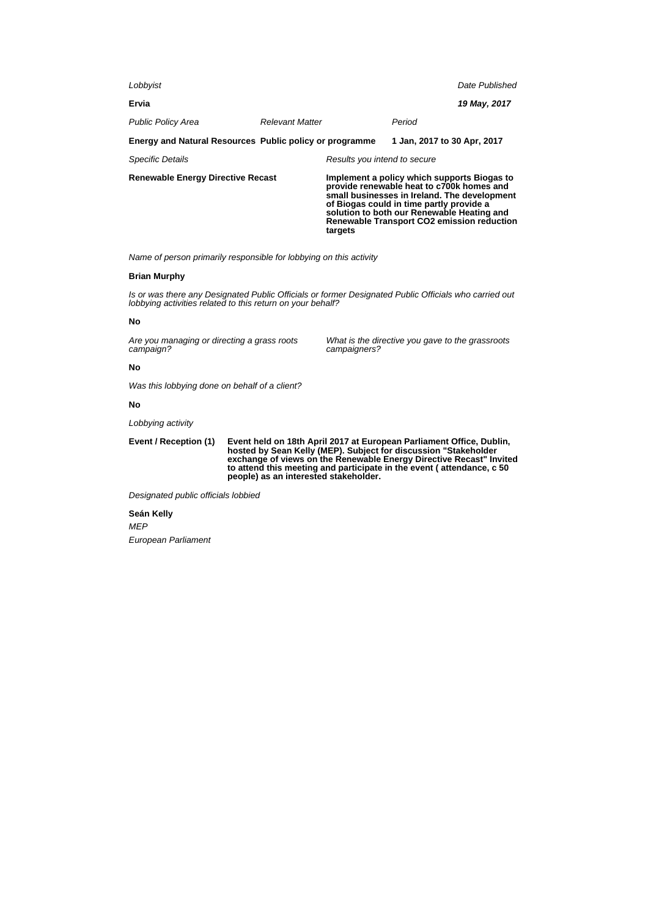*Lobbyist*

**Ervia**

*Date Published*

***19 May, 2017***

*Public Policy Area*

**Energy and Natural Resources**

*Relevant Matter*

**Public policy or programme**

*Period*

**1 Jan, 2017 to 30 Apr, 2017**

*Specific Details*

**Renewable Energy Directive Recast**

*Results you intend to secure*

**Implement a policy which supports Biogas to provide renewable heat to c700k homes and small businesses in Ireland. The development of Biogas could in time partly provide a solution to both our Renewable Heating and Renewable Transport CO2 emission reduction targets**

*Name of person primarily responsible for lobbying on this activity*

**Brian Murphy**

*Is or was there any Designated Public Officials or former Designated Public Officials who carried out lobbying activities related to this return on your behalf?*

**No**

*Are you managing or directing a grass roots campaign?*

**No**

*What is the directive you gave to the grassroots campaigners?*

*Was this lobbying done on behalf of a client?*

**No**

*Lobbying activity*

**Event / Reception (1)**

**Event held on 18th April 2017 at European Parliament Office, Dublin, hosted by Sean Kelly (MEP). Subject for discussion "Stakeholder exchange of views on the Renewable Energy Directive Recast" Invited to attend this meeting and participate in the event ( attendance, c 50 people) as an interested stakeholder.**

*Designated public officials lobbied*

**Seán Kelly**

*MEP*

*European Parliament*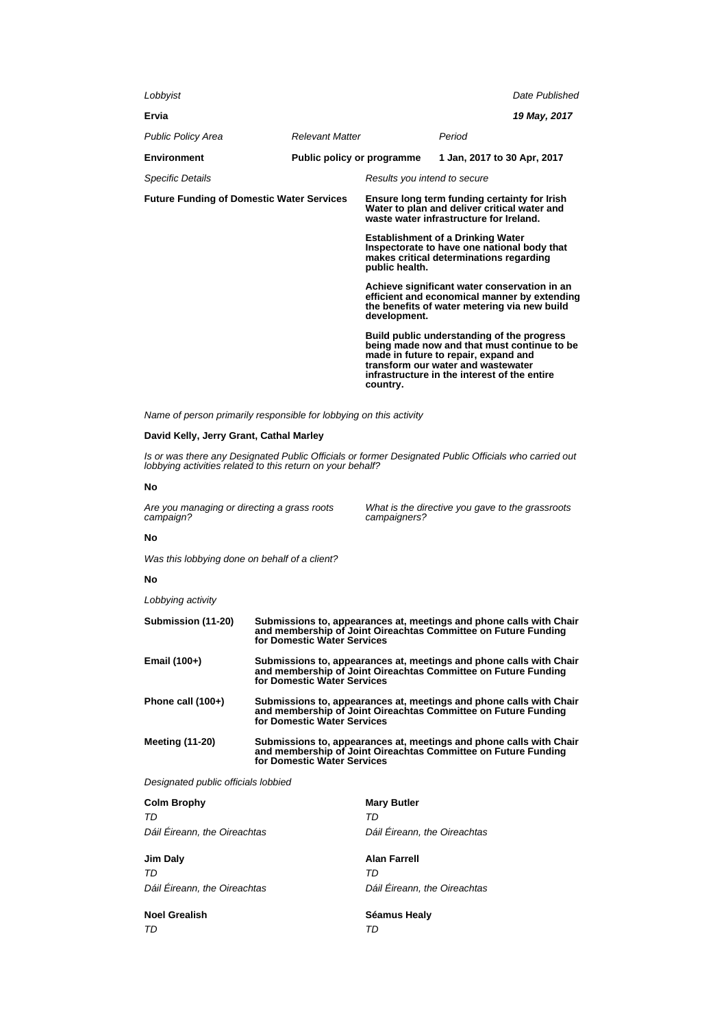*Lobbyist*

**Ervia**

*Date Published*

***19 May, 2017***

| *Public Policy Area* | *Relevant Matter* | *Period* |
| --- | --- | --- |
| **Environment** | **Public policy or programme** | **1 Jan, 2017 to 30 Apr, 2017** |

*Specific Details*

**Future Funding of Domestic Water Services**

*Results you intend to secure*

**Ensure long term funding certainty for Irish Water to plan and deliver critical water and waste water infrastructure for Ireland.**

**Establishment of a Drinking Water Inspectorate to have one national body that makes critical determinations regarding public health.**

**Achieve significant water conservation in an efficient and economical manner by extending the benefits of water metering via new build development.**

**Build public understanding of the progress being made now and that must continue to be made in future to repair, expand and transform our water and wastewater infrastructure in the interest of the entire country.**

*Name of person primarily responsible for lobbying on this activity*

**David Kelly, Jerry Grant, Cathal Marley**

*Is or was there any Designated Public Officials or former Designated Public Officials who carried out lobbying activities related to this return on your behalf?*

**No**

*Are you managing or directing a grass roots campaign?*

**No**

*What is the directive you gave to the grassroots campaigners?*

*Was this lobbying done on behalf of a client?*

**No**

*Lobbying activity*

| | |
| --- | --- |
| **Submission (11-20)** | **Submissions to, appearances at, meetings and phone calls with Chair and membership of Joint Oireachtas Committee on Future Funding for Domestic Water Services** |
| **Email (100+)** | **Submissions to, appearances at, meetings and phone calls with Chair and membership of Joint Oireachtas Committee on Future Funding for Domestic Water Services** |
| **Phone call (100+)** | **Submissions to, appearances at, meetings and phone calls with Chair and membership of Joint Oireachtas Committee on Future Funding for Domestic Water Services** |
| **Meeting (11-20)** | **Submissions to, appearances at, meetings and phone calls with Chair and membership of Joint Oireachtas Committee on Future Funding for Domestic Water Services** |

*Designated public officials lobbied*

**Colm Brophy**
*TD*
*Dáil Éireann, the Oireachtas*

**Mary Butler**
*TD*
*Dáil Éireann, the Oireachtas*

**Jim Daly**
*TD*
*Dáil Éireann, the Oireachtas*

**Alan Farrell**
*TD*
*Dáil Éireann, the Oireachtas*

**Noel Grealish**
*TD*

**Séamus Healy**
*TD*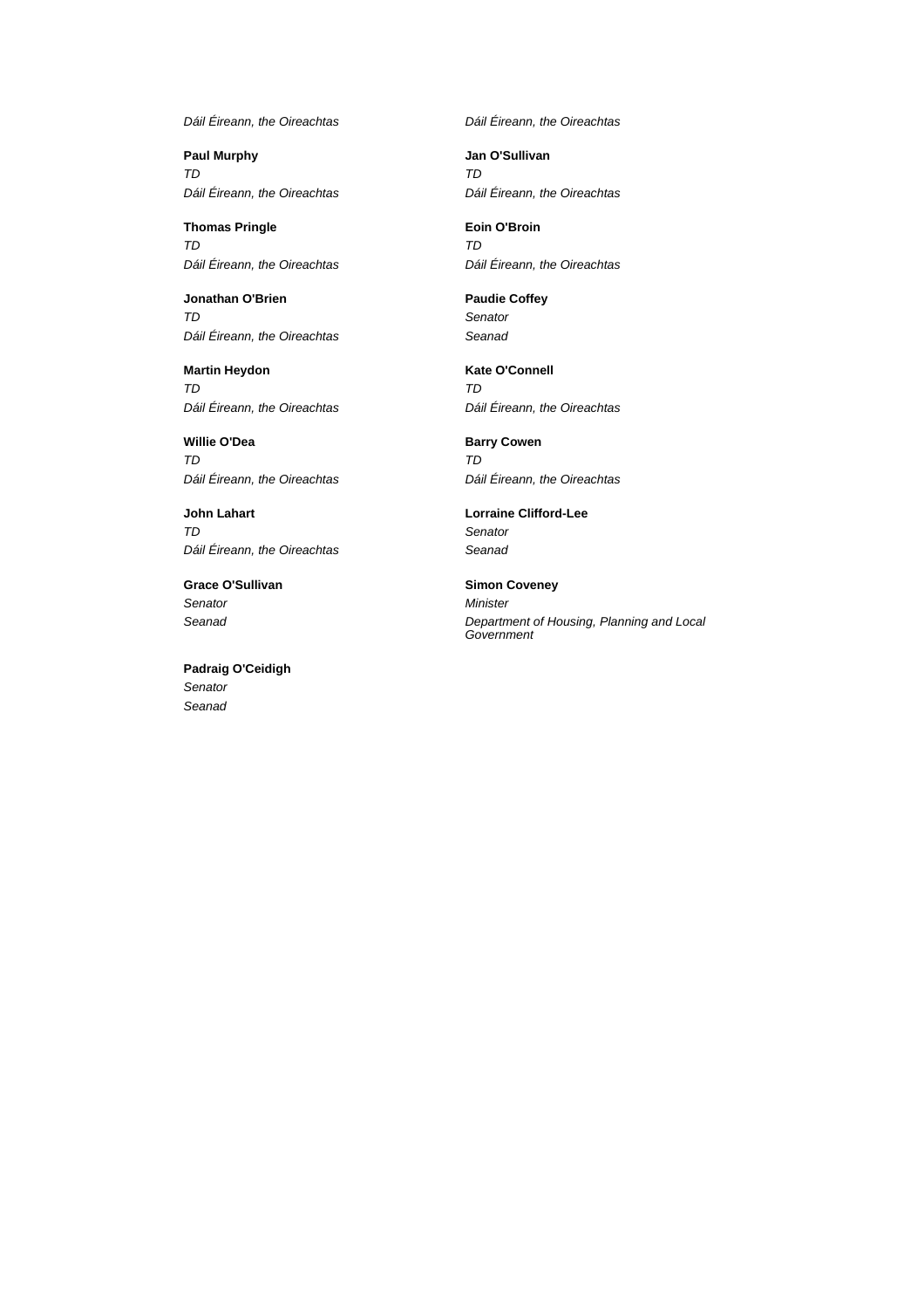*Dáil Éireann, the Oireachtas*

*Dáil Éireann, the Oireachtas*

**Paul Murphy**
*TD*
*Dáil Éireann, the Oireachtas*

**Jan O'Sullivan**
*TD*
*Dáil Éireann, the Oireachtas*

**Thomas Pringle**
*TD*
*Dáil Éireann, the Oireachtas*

**Eoin O'Broin**
*TD*
*Dáil Éireann, the Oireachtas*

**Jonathan O'Brien**
*TD*
*Dáil Éireann, the Oireachtas*

**Paudie Coffey**
*Senator*
*Seanad*

**Martin Heydon**
*TD*
*Dáil Éireann, the Oireachtas*

**Kate O'Connell**
*TD*
*Dáil Éireann, the Oireachtas*

**Willie O'Dea**
*TD*
*Dáil Éireann, the Oireachtas*

**Barry Cowen**
*TD*
*Dáil Éireann, the Oireachtas*

**John Lahart**
*TD*
*Dáil Éireann, the Oireachtas*

**Lorraine Clifford-Lee**
*Senator*
*Seanad*

**Grace O'Sullivan**
*Senator*
*Seanad*

**Simon Coveney**
*Minister*
*Department of Housing, Planning and Local Government*

**Padraig O'Ceidigh**
*Senator*
*Seanad*